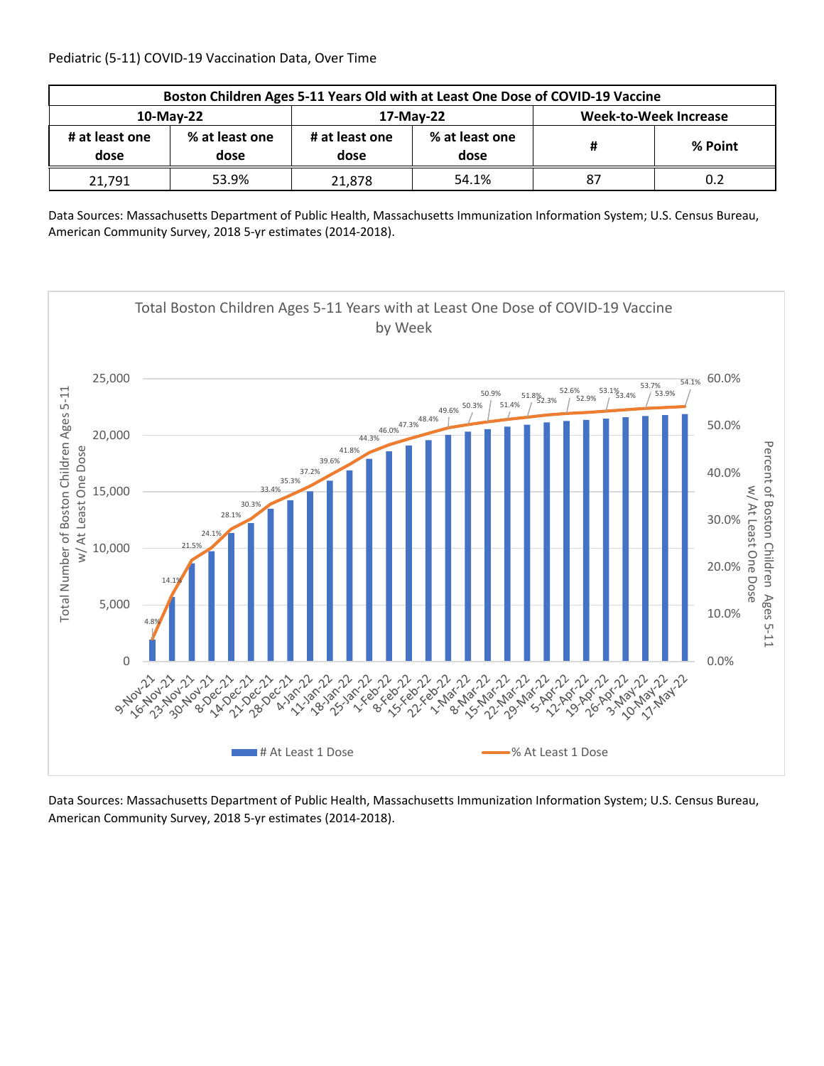Pediatric (5-11) COVID-19 Vaccination Data, Over Time

| Boston Children Ages 5-11 Years Old with at Least One Dose of COVID-19 Vaccine | | | | | |
|---|---|---|---|---|---|
| 10-May-22 | | 17-May-22 | | Week-to-Week Increase | |
| # at least one dose | % at least one dose | # at least one dose | % at least one dose | # | % Point |
| 21,791 | 53.9% | 21,878 | 54.1% | 87 | 0.2 |

Data Sources: Massachusetts Department of Public Health, Massachusetts Immunization Information System; U.S. Census Bureau, American Community Survey, 2018 5-yr estimates (2014-2018).

Total Boston Children Ages 5-11 Years with at Least One Dose of COVID-19 Vaccine by Week

| Week | % At Least 1 Dose |
|---|---|
| 9-Nov-21 | 4.8% |
| 16-Nov-21 | 14.1% |
| 23-Nov-21 | 21.5% |
| 30-Nov-21 | 24.1% |
| 8-Dec-21 | 28.1% |
| 14-Dec-21 | 30.3% |
| 21-Dec-21 | 33.4% |
| 28-Dec-21 | 35.3% |
| 4-Jan-22 | 37.2% |
| 11-Jan-22 | 39.6% |
| 18-Jan-22 | 41.8% |
| 25-Jan-22 | 44.3% |
| 1-Feb-22 | 46.0% |
| 8-Feb-22 | 47.3% |
| 15-Feb-22 | 48.4% |
| 22-Feb-22 | 49.6% |
| 1-Mar-22 | 50.3% |
| 8-Mar-22 | 50.9% |
| 15-Mar-22 | 51.4% |
| 22-Mar-22 | 51.8% |
| 29-Mar-22 | 52.3% |
| 5-Apr-22 | 52.6% |
| 12-Apr-22 | 52.9% |
| 19-Apr-22 | 53.1% |
| 26-Apr-22 | 53.4% |
| 3-May-22 | 53.7% |
| 10-May-22 | 53.9% |
| 17-May-22 | 54.1% |

Legend: # At Least 1 Dose (bars, left axis: Total Number of Boston Children Ages 5-11 w/ At Least One Dose); % At Least 1 Dose (line, right axis: Percent of Boston Children Ages 5-11 w/ At Least One Dose)

Data Sources: Massachusetts Department of Public Health, Massachusetts Immunization Information System; U.S. Census Bureau, American Community Survey, 2018 5-yr estimates (2014-2018).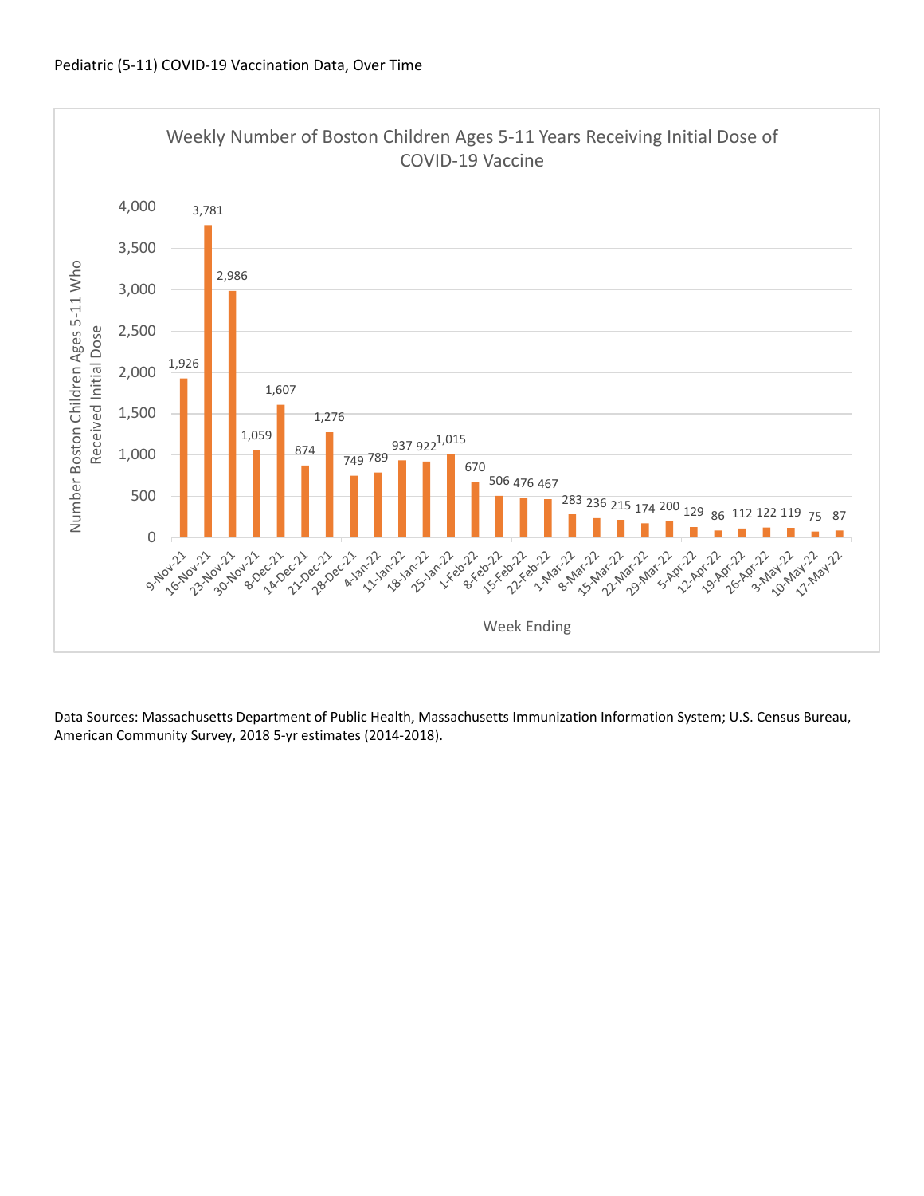Pediatric (5-11) COVID-19 Vaccination Data, Over Time

**Weekly Number of Boston Children Ages 5-11 Years Receiving Initial Dose of COVID-19 Vaccine**

| Week Ending | Number Boston Children Ages 5-11 Who Received Initial Dose |
|---|---|
| 9-Nov-21 | 1,926 |
| 16-Nov-21 | 3,781 |
| 23-Nov-21 | 2,986 |
| 30-Nov-21 | 1,059 |
| 8-Dec-21 | 1,607 |
| 14-Dec-21 | 874 |
| 21-Dec-21 | 1,276 |
| 28-Dec-21 | 749 |
| 4-Jan-22 | 789 |
| 11-Jan-22 | 937 |
| 18-Jan-22 | 922 |
| 25-Jan-22 | 1,015 |
| 1-Feb-22 | 670 |
| 8-Feb-22 | 506 |
| 15-Feb-22 | 476 |
| 22-Feb-22 | 467 |
| 1-Mar-22 | 283 |
| 8-Mar-22 | 236 |
| 15-Mar-22 | 215 |
| 22-Mar-22 | 174 |
| 29-Mar-22 | 200 |
| 5-Apr-22 | 129 |
| 12-Apr-22 | 86 |
| 19-Apr-22 | 112 |
| 26-Apr-22 | 122 |
| 3-May-22 | 119 |
| 10-May-22 | 75 |
| 17-May-22 | 87 |

Data Sources: Massachusetts Department of Public Health, Massachusetts Immunization Information System; U.S. Census Bureau, American Community Survey, 2018 5-yr estimates (2014-2018).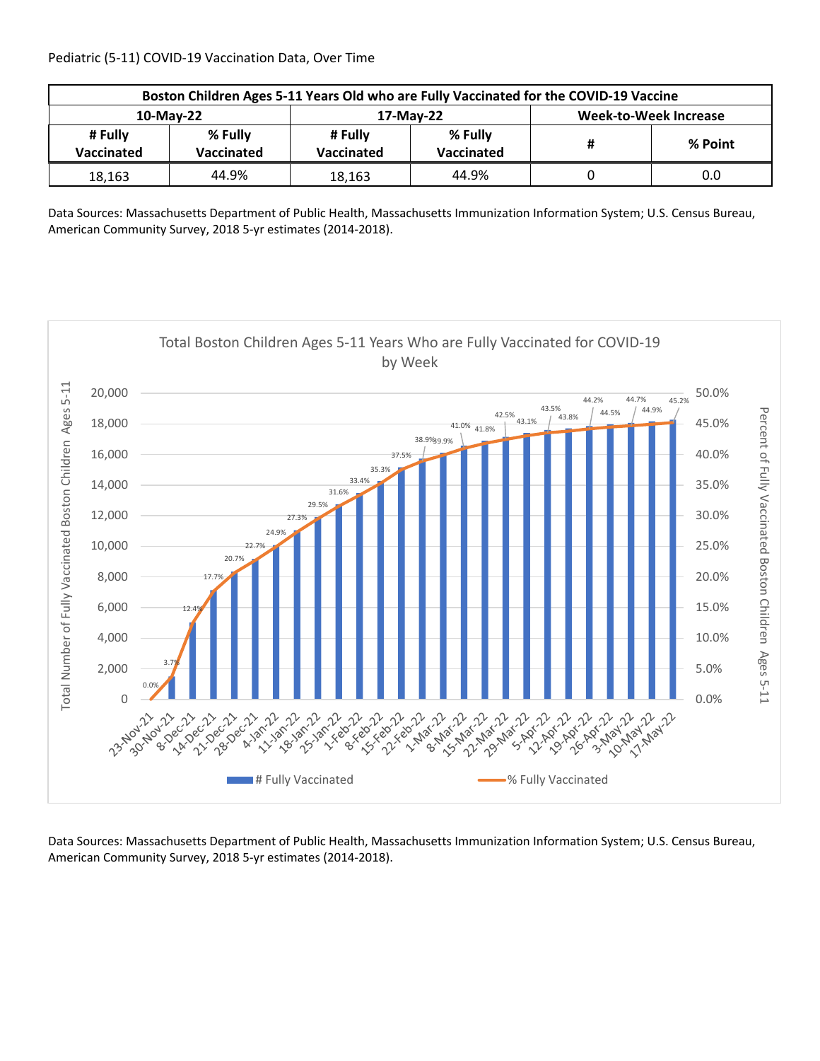Pediatric (5-11) COVID-19 Vaccination Data, Over Time

| Boston Children Ages 5-11 Years Old who are Fully Vaccinated for the COVID-19 Vaccine | | | | | |
|---|---|---|---|---|---|
| 10-May-22 | | 17-May-22 | | Week-to-Week Increase | |
| # Fully Vaccinated | % Fully Vaccinated | # Fully Vaccinated | % Fully Vaccinated | # | % Point |
| 18,163 | 44.9% | 18,163 | 44.9% | 0 | 0.0 |

Data Sources: Massachusetts Department of Public Health, Massachusetts Immunization Information System; U.S. Census Bureau, American Community Survey, 2018 5-yr estimates (2014-2018).

**Total Boston Children Ages 5-11 Years Who are Fully Vaccinated for COVID-19 by Week**

| Week | % Fully Vaccinated |
|---|---|
| 23-Nov-21 | 0.0% |
| 30-Nov-21 | 3.7% |
| 8-Dec-21 | 12.4% |
| 14-Dec-21 | 17.7% |
| 21-Dec-21 | 20.7% |
| 28-Dec-21 | 22.7% |
| 4-Jan-22 | 24.9% |
| 11-Jan-22 | 27.3% |
| 18-Jan-22 | 29.5% |
| 25-Jan-22 | 31.6% |
| 1-Feb-22 | 33.4% |
| 8-Feb-22 | 35.3% |
| 15-Feb-22 | 37.5% |
| 22-Feb-22 | 38.9% |
| 1-Mar-22 | 39.9% |
| 8-Mar-22 | 41.0% |
| 15-Mar-22 | 41.8% |
| 22-Mar-22 | 42.5% |
| 29-Mar-22 | 43.1% |
| 5-Apr-22 | 43.5% |
| 12-Apr-22 | 43.8% |
| 19-Apr-22 | 44.2% |
| 26-Apr-22 | 44.5% |
| 3-May-22 | 44.7% |
| 10-May-22 | 44.9% |
| 17-May-22 | 45.2% |

Data Sources: Massachusetts Department of Public Health, Massachusetts Immunization Information System; U.S. Census Bureau, American Community Survey, 2018 5-yr estimates (2014-2018).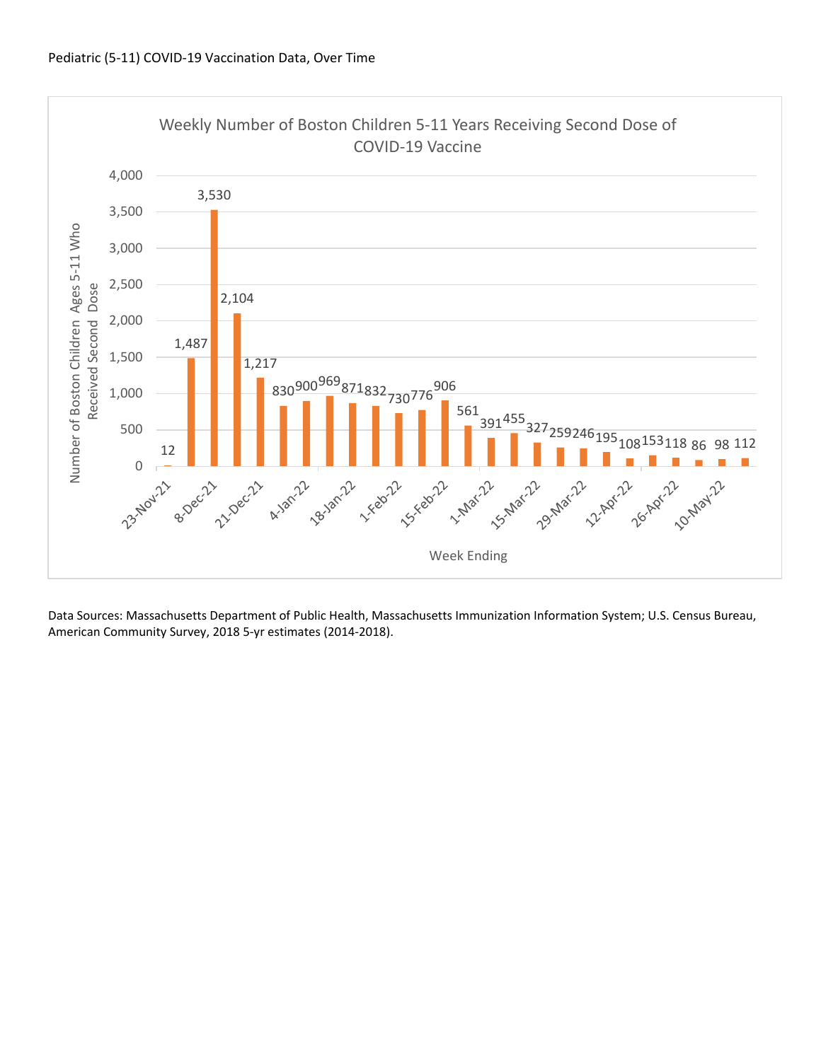Pediatric (5-11) COVID-19 Vaccination Data, Over Time

**Weekly Number of Boston Children 5-11 Years Receiving Second Dose of COVID-19 Vaccine**

Y-axis: Number of Boston Children Ages 5-11 Who Received Second Dose (0 to 4,000)

X-axis: Week Ending (labeled weeks: 23-Nov-21, 8-Dec-21, 21-Dec-21, 4-Jan-22, 18-Jan-22, 1-Feb-22, 15-Feb-22, 1-Mar-22, 15-Mar-22, 29-Mar-22, 12-Apr-22, 26-Apr-22, 10-May-22)

Weekly values, in chart order: 12, 1,487, 3,530, 2,104, 1,217, 830, 900, 969, 871, 832, 730, 776, 906, 561, 391, 455, 327, 259, 246, 195, 108, 153, 118, 86, 98, 112

Data Sources: Massachusetts Department of Public Health, Massachusetts Immunization Information System; U.S. Census Bureau, American Community Survey, 2018 5-yr estimates (2014-2018).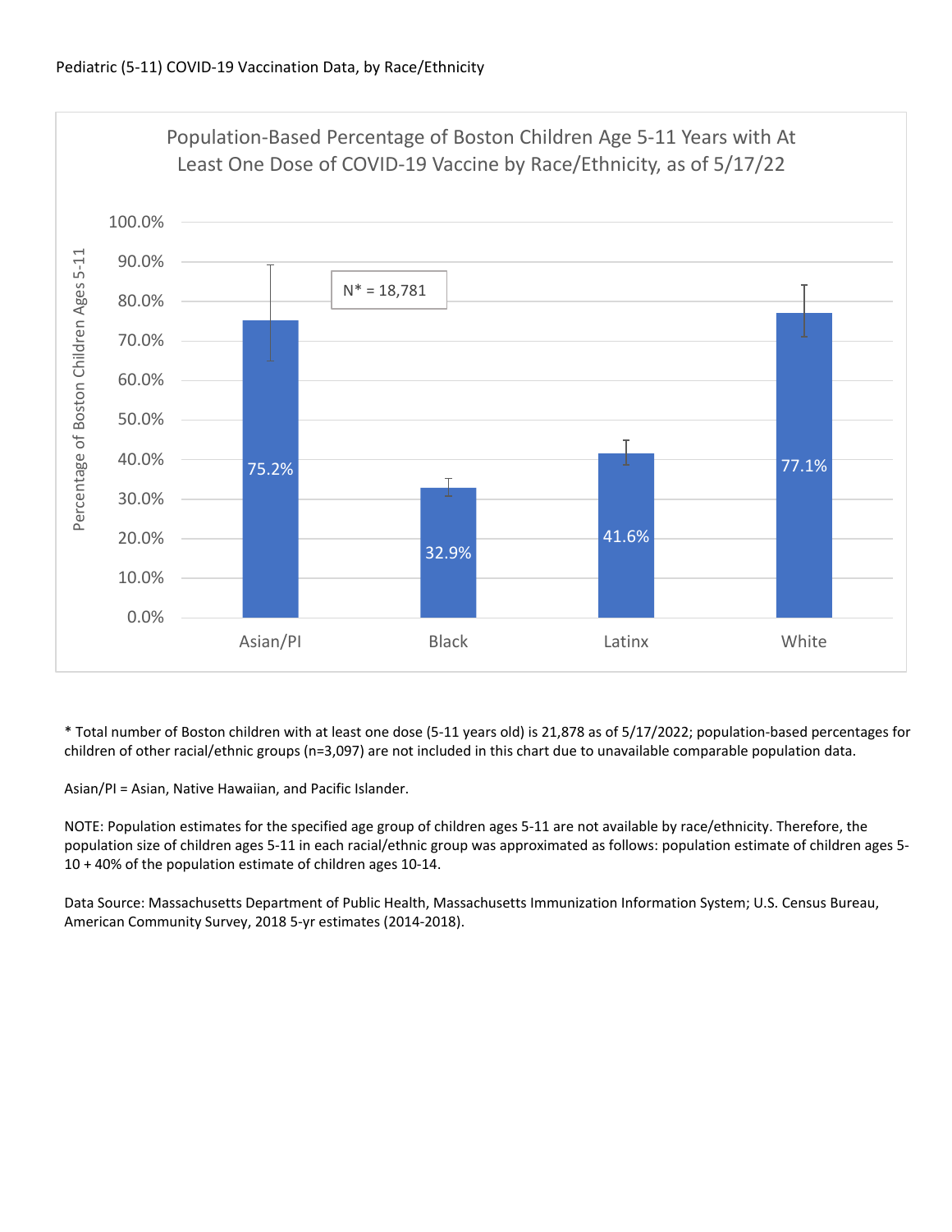Pediatric (5-11) COVID-19 Vaccination Data, by Race/Ethnicity

**Population-Based Percentage of Boston Children Age 5-11 Years with At Least One Dose of COVID-19 Vaccine by Race/Ethnicity, as of 5/17/22**

N* = 18,781

| Race/Ethnicity | Percentage of Boston Children Ages 5-11 |
|---|---|
| Asian/PI | 75.2% |
| Black | 32.9% |
| Latinx | 41.6% |
| White | 77.1% |

\* Total number of Boston children with at least one dose (5-11 years old) is 21,878 as of 5/17/2022; population-based percentages for children of other racial/ethnic groups (n=3,097) are not included in this chart due to unavailable comparable population data.

Asian/PI = Asian, Native Hawaiian, and Pacific Islander.

NOTE: Population estimates for the specified age group of children ages 5-11 are not available by race/ethnicity. Therefore, the population size of children ages 5-11 in each racial/ethnic group was approximated as follows: population estimate of children ages 5-10 + 40% of the population estimate of children ages 10-14.

Data Source: Massachusetts Department of Public Health, Massachusetts Immunization Information System; U.S. Census Bureau, American Community Survey, 2018 5-yr estimates (2014-2018).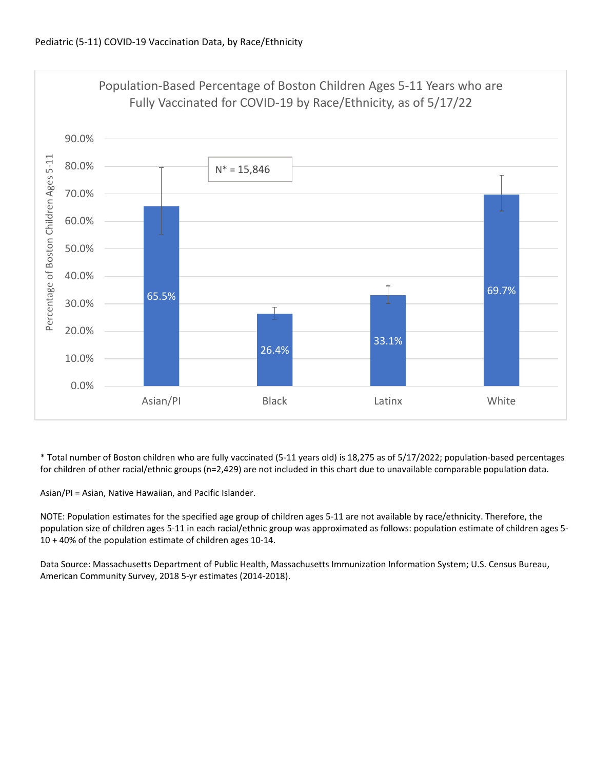Pediatric (5-11) COVID-19 Vaccination Data, by Race/Ethnicity

**Population-Based Percentage of Boston Children Ages 5-11 Years who are Fully Vaccinated for COVID-19 by Race/Ethnicity, as of 5/17/22**

N* = 15,846

| Race/Ethnicity | Percentage of Boston Children Ages 5-11 |
|---|---|
| Asian/PI | 65.5% |
| Black | 26.4% |
| Latinx | 33.1% |
| White | 69.7% |

\* Total number of Boston children who are fully vaccinated (5-11 years old) is 18,275 as of 5/17/2022; population-based percentages for children of other racial/ethnic groups (n=2,429) are not included in this chart due to unavailable comparable population data.

Asian/PI = Asian, Native Hawaiian, and Pacific Islander.

NOTE: Population estimates for the specified age group of children ages 5-11 are not available by race/ethnicity. Therefore, the population size of children ages 5-11 in each racial/ethnic group was approximated as follows: population estimate of children ages 5-10 + 40% of the population estimate of children ages 10-14.

Data Source: Massachusetts Department of Public Health, Massachusetts Immunization Information System; U.S. Census Bureau, American Community Survey, 2018 5-yr estimates (2014-2018).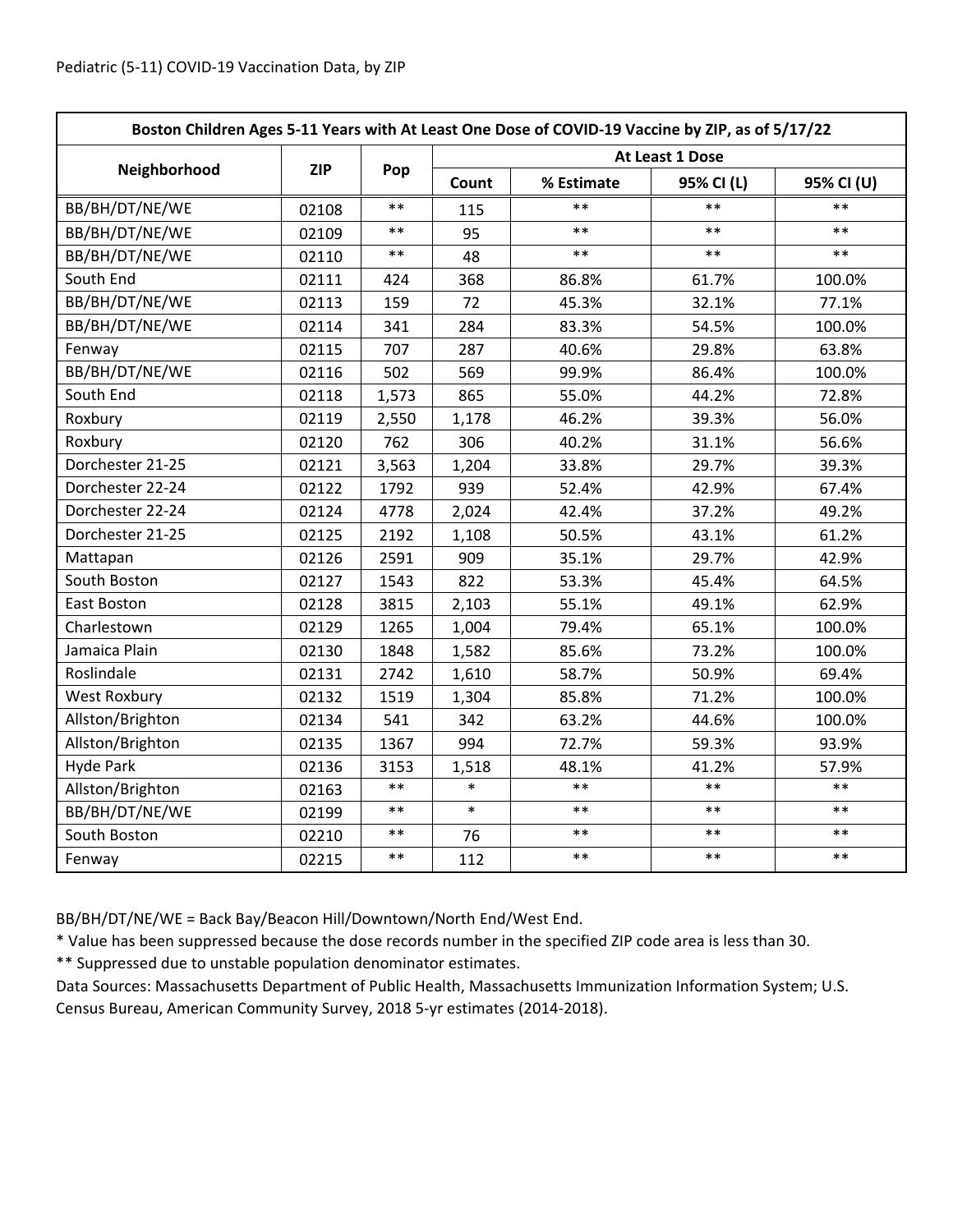Pediatric (5-11) COVID-19 Vaccination Data, by ZIP

| Boston Children Ages 5-11 Years with At Least One Dose of COVID-19 Vaccine by ZIP, as of 5/17/22 | | | | | | |
|---|---|---|---|---|---|---|
| Neighborhood | ZIP | Pop | At Least 1 Dose | | | |
| | | | Count | % Estimate | 95% CI (L) | 95% CI (U) |
| BB/BH/DT/NE/WE | 02108 | ** | 115 | ** | ** | ** |
| BB/BH/DT/NE/WE | 02109 | ** | 95 | ** | ** | ** |
| BB/BH/DT/NE/WE | 02110 | ** | 48 | ** | ** | ** |
| South End | 02111 | 424 | 368 | 86.8% | 61.7% | 100.0% |
| BB/BH/DT/NE/WE | 02113 | 159 | 72 | 45.3% | 32.1% | 77.1% |
| BB/BH/DT/NE/WE | 02114 | 341 | 284 | 83.3% | 54.5% | 100.0% |
| Fenway | 02115 | 707 | 287 | 40.6% | 29.8% | 63.8% |
| BB/BH/DT/NE/WE | 02116 | 502 | 569 | 99.9% | 86.4% | 100.0% |
| South End | 02118 | 1,573 | 865 | 55.0% | 44.2% | 72.8% |
| Roxbury | 02119 | 2,550 | 1,178 | 46.2% | 39.3% | 56.0% |
| Roxbury | 02120 | 762 | 306 | 40.2% | 31.1% | 56.6% |
| Dorchester 21-25 | 02121 | 3,563 | 1,204 | 33.8% | 29.7% | 39.3% |
| Dorchester 22-24 | 02122 | 1792 | 939 | 52.4% | 42.9% | 67.4% |
| Dorchester 22-24 | 02124 | 4778 | 2,024 | 42.4% | 37.2% | 49.2% |
| Dorchester 21-25 | 02125 | 2192 | 1,108 | 50.5% | 43.1% | 61.2% |
| Mattapan | 02126 | 2591 | 909 | 35.1% | 29.7% | 42.9% |
| South Boston | 02127 | 1543 | 822 | 53.3% | 45.4% | 64.5% |
| East Boston | 02128 | 3815 | 2,103 | 55.1% | 49.1% | 62.9% |
| Charlestown | 02129 | 1265 | 1,004 | 79.4% | 65.1% | 100.0% |
| Jamaica Plain | 02130 | 1848 | 1,582 | 85.6% | 73.2% | 100.0% |
| Roslindale | 02131 | 2742 | 1,610 | 58.7% | 50.9% | 69.4% |
| West Roxbury | 02132 | 1519 | 1,304 | 85.8% | 71.2% | 100.0% |
| Allston/Brighton | 02134 | 541 | 342 | 63.2% | 44.6% | 100.0% |
| Allston/Brighton | 02135 | 1367 | 994 | 72.7% | 59.3% | 93.9% |
| Hyde Park | 02136 | 3153 | 1,518 | 48.1% | 41.2% | 57.9% |
| Allston/Brighton | 02163 | ** | * | ** | ** | ** |
| BB/BH/DT/NE/WE | 02199 | ** | * | ** | ** | ** |
| South Boston | 02210 | ** | 76 | ** | ** | ** |
| Fenway | 02215 | ** | 112 | ** | ** | ** |

BB/BH/DT/NE/WE = Back Bay/Beacon Hill/Downtown/North End/West End.

* Value has been suppressed because the dose records number in the specified ZIP code area is less than 30.

** Suppressed due to unstable population denominator estimates.

Data Sources: Massachusetts Department of Public Health, Massachusetts Immunization Information System; U.S. Census Bureau, American Community Survey, 2018 5-yr estimates (2014-2018).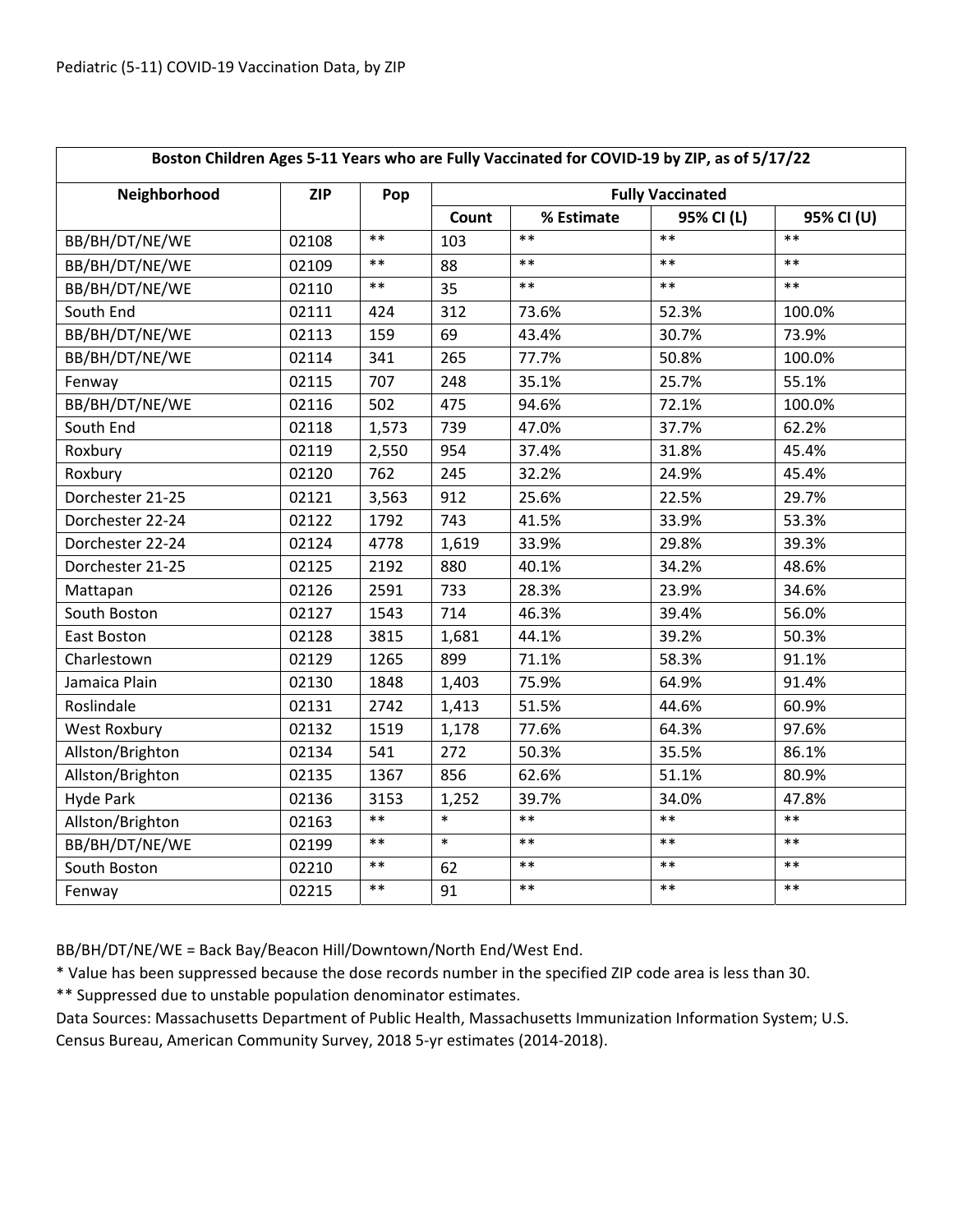Pediatric (5-11) COVID-19 Vaccination Data, by ZIP

| Boston Children Ages 5-11 Years who are Fully Vaccinated for COVID-19 by ZIP, as of 5/17/22 | | | | | | |
|---|---|---|---|---|---|---|
| **Neighborhood** | **ZIP** | **Pop** | **Fully Vaccinated** | | | |
| | | | **Count** | **% Estimate** | **95% CI (L)** | **95% CI (U)** |
| BB/BH/DT/NE/WE | 02108 | ** | 103 | ** | ** | ** |
| BB/BH/DT/NE/WE | 02109 | ** | 88 | ** | ** | ** |
| BB/BH/DT/NE/WE | 02110 | ** | 35 | ** | ** | ** |
| South End | 02111 | 424 | 312 | 73.6% | 52.3% | 100.0% |
| BB/BH/DT/NE/WE | 02113 | 159 | 69 | 43.4% | 30.7% | 73.9% |
| BB/BH/DT/NE/WE | 02114 | 341 | 265 | 77.7% | 50.8% | 100.0% |
| Fenway | 02115 | 707 | 248 | 35.1% | 25.7% | 55.1% |
| BB/BH/DT/NE/WE | 02116 | 502 | 475 | 94.6% | 72.1% | 100.0% |
| South End | 02118 | 1,573 | 739 | 47.0% | 37.7% | 62.2% |
| Roxbury | 02119 | 2,550 | 954 | 37.4% | 31.8% | 45.4% |
| Roxbury | 02120 | 762 | 245 | 32.2% | 24.9% | 45.4% |
| Dorchester 21-25 | 02121 | 3,563 | 912 | 25.6% | 22.5% | 29.7% |
| Dorchester 22-24 | 02122 | 1792 | 743 | 41.5% | 33.9% | 53.3% |
| Dorchester 22-24 | 02124 | 4778 | 1,619 | 33.9% | 29.8% | 39.3% |
| Dorchester 21-25 | 02125 | 2192 | 880 | 40.1% | 34.2% | 48.6% |
| Mattapan | 02126 | 2591 | 733 | 28.3% | 23.9% | 34.6% |
| South Boston | 02127 | 1543 | 714 | 46.3% | 39.4% | 56.0% |
| East Boston | 02128 | 3815 | 1,681 | 44.1% | 39.2% | 50.3% |
| Charlestown | 02129 | 1265 | 899 | 71.1% | 58.3% | 91.1% |
| Jamaica Plain | 02130 | 1848 | 1,403 | 75.9% | 64.9% | 91.4% |
| Roslindale | 02131 | 2742 | 1,413 | 51.5% | 44.6% | 60.9% |
| West Roxbury | 02132 | 1519 | 1,178 | 77.6% | 64.3% | 97.6% |
| Allston/Brighton | 02134 | 541 | 272 | 50.3% | 35.5% | 86.1% |
| Allston/Brighton | 02135 | 1367 | 856 | 62.6% | 51.1% | 80.9% |
| Hyde Park | 02136 | 3153 | 1,252 | 39.7% | 34.0% | 47.8% |
| Allston/Brighton | 02163 | ** | * | ** | ** | ** |
| BB/BH/DT/NE/WE | 02199 | ** | * | ** | ** | ** |
| South Boston | 02210 | ** | 62 | ** | ** | ** |
| Fenway | 02215 | ** | 91 | ** | ** | ** |

BB/BH/DT/NE/WE = Back Bay/Beacon Hill/Downtown/North End/West End.

* Value has been suppressed because the dose records number in the specified ZIP code area is less than 30.

** Suppressed due to unstable population denominator estimates.

Data Sources: Massachusetts Department of Public Health, Massachusetts Immunization Information System; U.S. Census Bureau, American Community Survey, 2018 5-yr estimates (2014-2018).